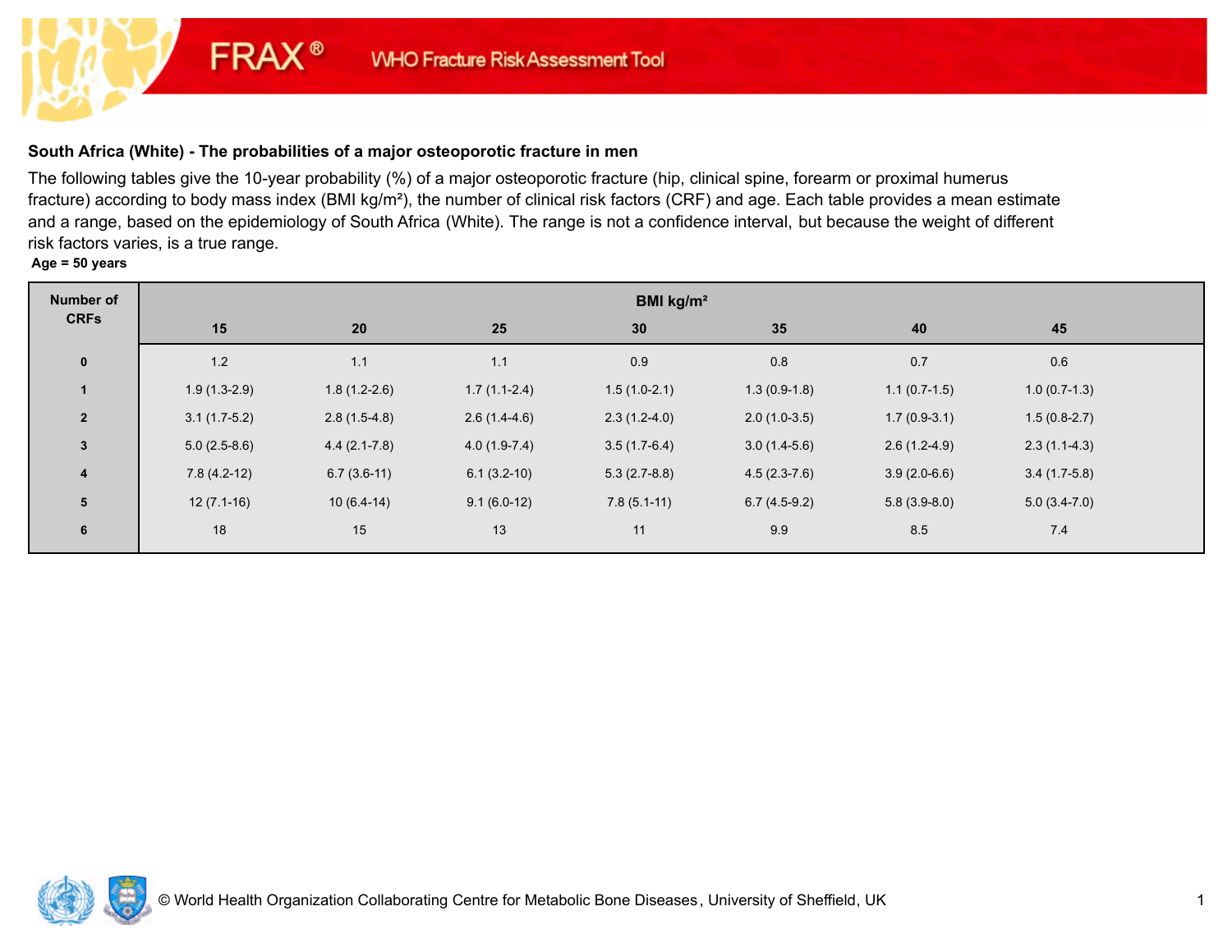FRAX® WHO Fracture Risk Assessment Tool

## South Africa (White) - The probabilities of a major osteoporotic fracture in men

The following tables give the 10-year probability (%) of a major osteoporotic fracture (hip, clinical spine, forearm or proximal humerus fracture) according to body mass index (BMI kg/m²), the number of clinical risk factors (CRF) and age. Each table provides a mean estimate and a range, based on the epidemiology of South Africa (White). The range is not a confidence interval, but because the weight of different risk factors varies, is a true range.

**Age = 50 years**

| Number of CRFs | BMI kg/m² | | | | | | |
|---|---|---|---|---|---|---|---|
| | **15** | **20** | **25** | **30** | **35** | **40** | **45** |
| **0** | 1.2 | 1.1 | 1.1 | 0.9 | 0.8 | 0.7 | 0.6 |
| **1** | 1.9 (1.3-2.9) | 1.8 (1.2-2.6) | 1.7 (1.1-2.4) | 1.5 (1.0-2.1) | 1.3 (0.9-1.8) | 1.1 (0.7-1.5) | 1.0 (0.7-1.3) |
| **2** | 3.1 (1.7-5.2) | 2.8 (1.5-4.8) | 2.6 (1.4-4.6) | 2.3 (1.2-4.0) | 2.0 (1.0-3.5) | 1.7 (0.9-3.1) | 1.5 (0.8-2.7) |
| **3** | 5.0 (2.5-8.6) | 4.4 (2.1-7.8) | 4.0 (1.9-7.4) | 3.5 (1.7-6.4) | 3.0 (1.4-5.6) | 2.6 (1.2-4.9) | 2.3 (1.1-4.3) |
| **4** | 7.8 (4.2-12) | 6.7 (3.6-11) | 6.1 (3.2-10) | 5.3 (2.7-8.8) | 4.5 (2.3-7.6) | 3.9 (2.0-6.6) | 3.4 (1.7-5.8) |
| **5** | 12 (7.1-16) | 10 (6.4-14) | 9.1 (6.0-12) | 7.8 (5.1-11) | 6.7 (4.5-9.2) | 5.8 (3.9-8.0) | 5.0 (3.4-7.0) |
| **6** | 18 | 15 | 13 | 11 | 9.9 | 8.5 | 7.4 |

© World Health Organization Collaborating Centre for Metabolic Bone Diseases, University of Sheffield, UK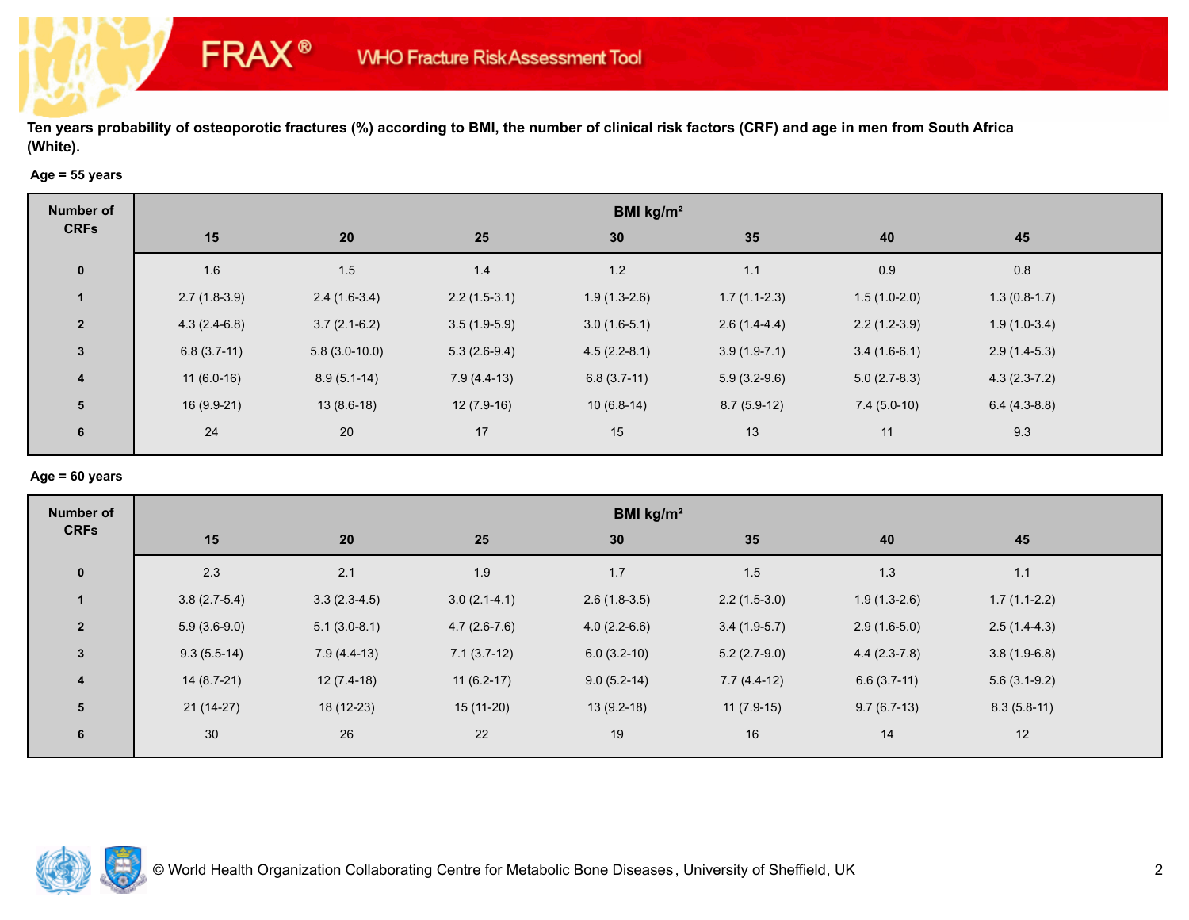Ten years probability of osteoporotic fractures (%) according to BMI, the number of clinical risk factors (CRF) and age in men from South Africa (White).

**Age = 55 years**

| Number of CRFs | BMI kg/m² | | | | | | |
|---|---|---|---|---|---|---|---|
| | 15 | 20 | 25 | 30 | 35 | 40 | 45 |
| 0 | 1.6 | 1.5 | 1.4 | 1.2 | 1.1 | 0.9 | 0.8 |
| 1 | 2.7 (1.8-3.9) | 2.4 (1.6-3.4) | 2.2 (1.5-3.1) | 1.9 (1.3-2.6) | 1.7 (1.1-2.3) | 1.5 (1.0-2.0) | 1.3 (0.8-1.7) |
| 2 | 4.3 (2.4-6.8) | 3.7 (2.1-6.2) | 3.5 (1.9-5.9) | 3.0 (1.6-5.1) | 2.6 (1.4-4.4) | 2.2 (1.2-3.9) | 1.9 (1.0-3.4) |
| 3 | 6.8 (3.7-11) | 5.8 (3.0-10.0) | 5.3 (2.6-9.4) | 4.5 (2.2-8.1) | 3.9 (1.9-7.1) | 3.4 (1.6-6.1) | 2.9 (1.4-5.3) |
| 4 | 11 (6.0-16) | 8.9 (5.1-14) | 7.9 (4.4-13) | 6.8 (3.7-11) | 5.9 (3.2-9.6) | 5.0 (2.7-8.3) | 4.3 (2.3-7.2) |
| 5 | 16 (9.9-21) | 13 (8.6-18) | 12 (7.9-16) | 10 (6.8-14) | 8.7 (5.9-12) | 7.4 (5.0-10) | 6.4 (4.3-8.8) |
| 6 | 24 | 20 | 17 | 15 | 13 | 11 | 9.3 |

**Age = 60 years**

| Number of CRFs | BMI kg/m² | | | | | | |
|---|---|---|---|---|---|---|---|
| | 15 | 20 | 25 | 30 | 35 | 40 | 45 |
| 0 | 2.3 | 2.1 | 1.9 | 1.7 | 1.5 | 1.3 | 1.1 |
| 1 | 3.8 (2.7-5.4) | 3.3 (2.3-4.5) | 3.0 (2.1-4.1) | 2.6 (1.8-3.5) | 2.2 (1.5-3.0) | 1.9 (1.3-2.6) | 1.7 (1.1-2.2) |
| 2 | 5.9 (3.6-9.0) | 5.1 (3.0-8.1) | 4.7 (2.6-7.6) | 4.0 (2.2-6.6) | 3.4 (1.9-5.7) | 2.9 (1.6-5.0) | 2.5 (1.4-4.3) |
| 3 | 9.3 (5.5-14) | 7.9 (4.4-13) | 7.1 (3.7-12) | 6.0 (3.2-10) | 5.2 (2.7-9.0) | 4.4 (2.3-7.8) | 3.8 (1.9-6.8) |
| 4 | 14 (8.7-21) | 12 (7.4-18) | 11 (6.2-17) | 9.0 (5.2-14) | 7.7 (4.4-12) | 6.6 (3.7-11) | 5.6 (3.1-9.2) |
| 5 | 21 (14-27) | 18 (12-23) | 15 (11-20) | 13 (9.2-18) | 11 (7.9-15) | 9.7 (6.7-13) | 8.3 (5.8-11) |
| 6 | 30 | 26 | 22 | 19 | 16 | 14 | 12 |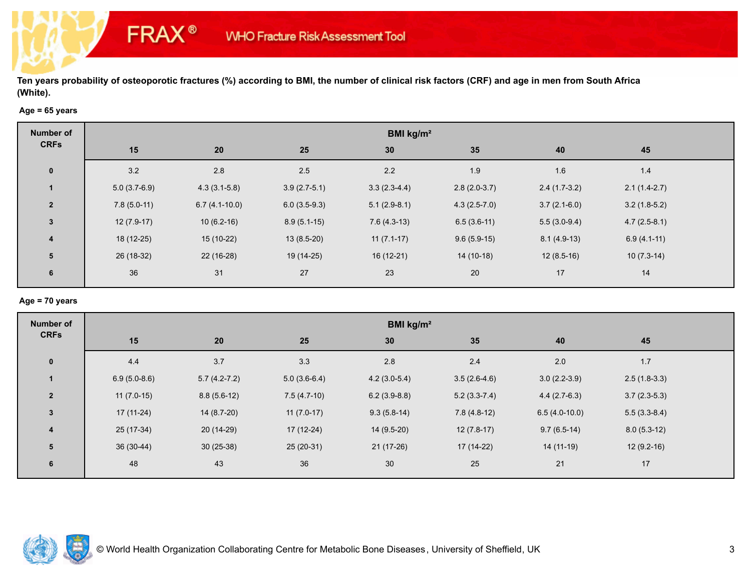Ten years probability of osteoporotic fractures (%) according to BMI, the number of clinical risk factors (CRF) and age in men from South Africa (White).

**Age = 65 years**

| Number of CRFs | BMI kg/m² | | | | | | |
|---|---|---|---|---|---|---|---|
| | 15 | 20 | 25 | 30 | 35 | 40 | 45 |
| 0 | 3.2 | 2.8 | 2.5 | 2.2 | 1.9 | 1.6 | 1.4 |
| 1 | 5.0 (3.7-6.9) | 4.3 (3.1-5.8) | 3.9 (2.7-5.1) | 3.3 (2.3-4.4) | 2.8 (2.0-3.7) | 2.4 (1.7-3.2) | 2.1 (1.4-2.7) |
| 2 | 7.8 (5.0-11) | 6.7 (4.1-10.0) | 6.0 (3.5-9.3) | 5.1 (2.9-8.1) | 4.3 (2.5-7.0) | 3.7 (2.1-6.0) | 3.2 (1.8-5.2) |
| 3 | 12 (7.9-17) | 10 (6.2-16) | 8.9 (5.1-15) | 7.6 (4.3-13) | 6.5 (3.6-11) | 5.5 (3.0-9.4) | 4.7 (2.5-8.1) |
| 4 | 18 (12-25) | 15 (10-22) | 13 (8.5-20) | 11 (7.1-17) | 9.6 (5.9-15) | 8.1 (4.9-13) | 6.9 (4.1-11) |
| 5 | 26 (18-32) | 22 (16-28) | 19 (14-25) | 16 (12-21) | 14 (10-18) | 12 (8.5-16) | 10 (7.3-14) |
| 6 | 36 | 31 | 27 | 23 | 20 | 17 | 14 |

**Age = 70 years**

| Number of CRFs | BMI kg/m² | | | | | | |
|---|---|---|---|---|---|---|---|
| | 15 | 20 | 25 | 30 | 35 | 40 | 45 |
| 0 | 4.4 | 3.7 | 3.3 | 2.8 | 2.4 | 2.0 | 1.7 |
| 1 | 6.9 (5.0-8.6) | 5.7 (4.2-7.2) | 5.0 (3.6-6.4) | 4.2 (3.0-5.4) | 3.5 (2.6-4.6) | 3.0 (2.2-3.9) | 2.5 (1.8-3.3) |
| 2 | 11 (7.0-15) | 8.8 (5.6-12) | 7.5 (4.7-10) | 6.2 (3.9-8.8) | 5.2 (3.3-7.4) | 4.4 (2.7-6.3) | 3.7 (2.3-5.3) |
| 3 | 17 (11-24) | 14 (8.7-20) | 11 (7.0-17) | 9.3 (5.8-14) | 7.8 (4.8-12) | 6.5 (4.0-10.0) | 5.5 (3.3-8.4) |
| 4 | 25 (17-34) | 20 (14-29) | 17 (12-24) | 14 (9.5-20) | 12 (7.8-17) | 9.7 (6.5-14) | 8.0 (5.3-12) |
| 5 | 36 (30-44) | 30 (25-38) | 25 (20-31) | 21 (17-26) | 17 (14-22) | 14 (11-19) | 12 (9.2-16) |
| 6 | 48 | 43 | 36 | 30 | 25 | 21 | 17 |

© World Health Organization Collaborating Centre for Metabolic Bone Diseases, University of Sheffield, UK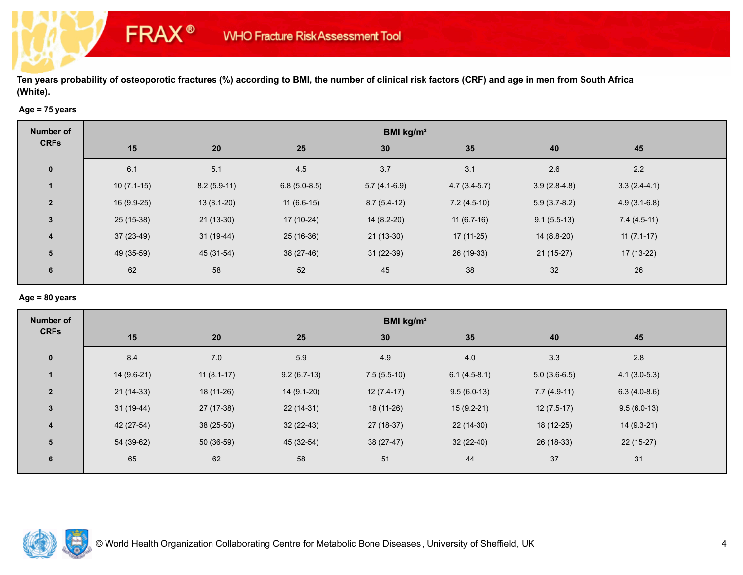Ten years probability of osteoporotic fractures (%) according to BMI, the number of clinical risk factors (CRF) and age in men from South Africa (White).

**Age = 75 years**

| Number of CRFs | BMI kg/m² | | | | | | |
|---|---|---|---|---|---|---|---|
| | 15 | 20 | 25 | 30 | 35 | 40 | 45 |
| 0 | 6.1 | 5.1 | 4.5 | 3.7 | 3.1 | 2.6 | 2.2 |
| 1 | 10 (7.1-15) | 8.2 (5.9-11) | 6.8 (5.0-8.5) | 5.7 (4.1-6.9) | 4.7 (3.4-5.7) | 3.9 (2.8-4.8) | 3.3 (2.4-4.1) |
| 2 | 16 (9.9-25) | 13 (8.1-20) | 11 (6.6-15) | 8.7 (5.4-12) | 7.2 (4.5-10) | 5.9 (3.7-8.2) | 4.9 (3.1-6.8) |
| 3 | 25 (15-38) | 21 (13-30) | 17 (10-24) | 14 (8.2-20) | 11 (6.7-16) | 9.1 (5.5-13) | 7.4 (4.5-11) |
| 4 | 37 (23-49) | 31 (19-44) | 25 (16-36) | 21 (13-30) | 17 (11-25) | 14 (8.8-20) | 11 (7.1-17) |
| 5 | 49 (35-59) | 45 (31-54) | 38 (27-46) | 31 (22-39) | 26 (19-33) | 21 (15-27) | 17 (13-22) |
| 6 | 62 | 58 | 52 | 45 | 38 | 32 | 26 |

**Age = 80 years**

| Number of CRFs | BMI kg/m² | | | | | | |
|---|---|---|---|---|---|---|---|
| | 15 | 20 | 25 | 30 | 35 | 40 | 45 |
| 0 | 8.4 | 7.0 | 5.9 | 4.9 | 4.0 | 3.3 | 2.8 |
| 1 | 14 (9.6-21) | 11 (8.1-17) | 9.2 (6.7-13) | 7.5 (5.5-10) | 6.1 (4.5-8.1) | 5.0 (3.6-6.5) | 4.1 (3.0-5.3) |
| 2 | 21 (14-33) | 18 (11-26) | 14 (9.1-20) | 12 (7.4-17) | 9.5 (6.0-13) | 7.7 (4.9-11) | 6.3 (4.0-8.6) |
| 3 | 31 (19-44) | 27 (17-38) | 22 (14-31) | 18 (11-26) | 15 (9.2-21) | 12 (7.5-17) | 9.5 (6.0-13) |
| 4 | 42 (27-54) | 38 (25-50) | 32 (22-43) | 27 (18-37) | 22 (14-30) | 18 (12-25) | 14 (9.3-21) |
| 5 | 54 (39-62) | 50 (36-59) | 45 (32-54) | 38 (27-47) | 32 (22-40) | 26 (18-33) | 22 (15-27) |
| 6 | 65 | 62 | 58 | 51 | 44 | 37 | 31 |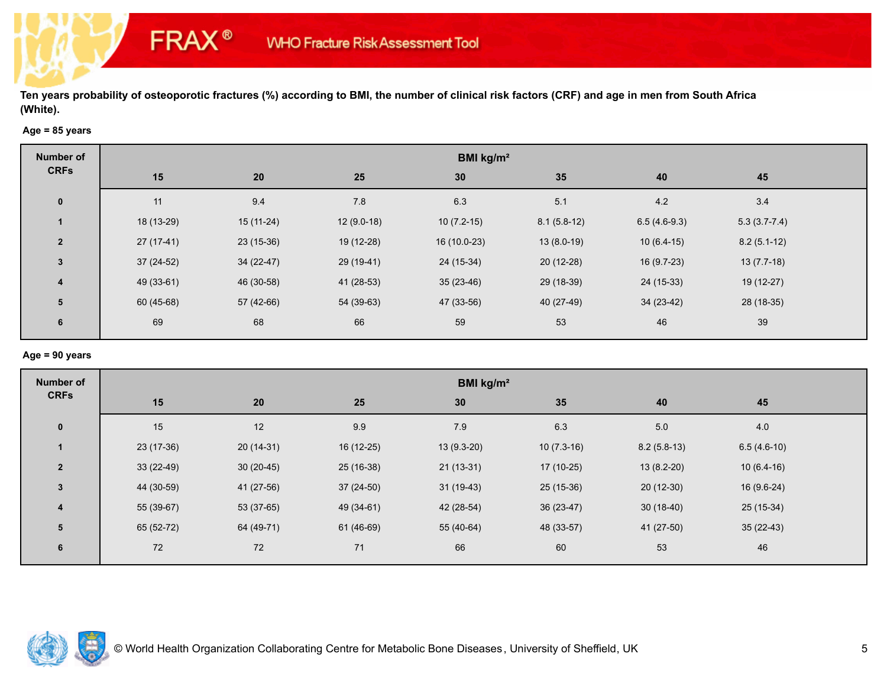FRAX® WHO Fracture Risk Assessment Tool

**Ten years probability of osteoporotic fractures (%) according to BMI, the number of clinical risk factors (CRF) and age in men from South Africa (White).**

**Age = 85 years**

| Number of CRFs | BMI kg/m² | | | | | | |
|---|---|---|---|---|---|---|---|
| | **15** | **20** | **25** | **30** | **35** | **40** | **45** |
| **0** | 11 | 9.4 | 7.8 | 6.3 | 5.1 | 4.2 | 3.4 |
| **1** | 18 (13-29) | 15 (11-24) | 12 (9.0-18) | 10 (7.2-15) | 8.1 (5.8-12) | 6.5 (4.6-9.3) | 5.3 (3.7-7.4) |
| **2** | 27 (17-41) | 23 (15-36) | 19 (12-28) | 16 (10.0-23) | 13 (8.0-19) | 10 (6.4-15) | 8.2 (5.1-12) |
| **3** | 37 (24-52) | 34 (22-47) | 29 (19-41) | 24 (15-34) | 20 (12-28) | 16 (9.7-23) | 13 (7.7-18) |
| **4** | 49 (33-61) | 46 (30-58) | 41 (28-53) | 35 (23-46) | 29 (18-39) | 24 (15-33) | 19 (12-27) |
| **5** | 60 (45-68) | 57 (42-66) | 54 (39-63) | 47 (33-56) | 40 (27-49) | 34 (23-42) | 28 (18-35) |
| **6** | 69 | 68 | 66 | 59 | 53 | 46 | 39 |

**Age = 90 years**

| Number of CRFs | BMI kg/m² | | | | | | |
|---|---|---|---|---|---|---|---|
| | **15** | **20** | **25** | **30** | **35** | **40** | **45** |
| **0** | 15 | 12 | 9.9 | 7.9 | 6.3 | 5.0 | 4.0 |
| **1** | 23 (17-36) | 20 (14-31) | 16 (12-25) | 13 (9.3-20) | 10 (7.3-16) | 8.2 (5.8-13) | 6.5 (4.6-10) |
| **2** | 33 (22-49) | 30 (20-45) | 25 (16-38) | 21 (13-31) | 17 (10-25) | 13 (8.2-20) | 10 (6.4-16) |
| **3** | 44 (30-59) | 41 (27-56) | 37 (24-50) | 31 (19-43) | 25 (15-36) | 20 (12-30) | 16 (9.6-24) |
| **4** | 55 (39-67) | 53 (37-65) | 49 (34-61) | 42 (28-54) | 36 (23-47) | 30 (18-40) | 25 (15-34) |
| **5** | 65 (52-72) | 64 (49-71) | 61 (46-69) | 55 (40-64) | 48 (33-57) | 41 (27-50) | 35 (22-43) |
| **6** | 72 | 72 | 71 | 66 | 60 | 53 | 46 |

© World Health Organization Collaborating Centre for Metabolic Bone Diseases, University of Sheffield, UK